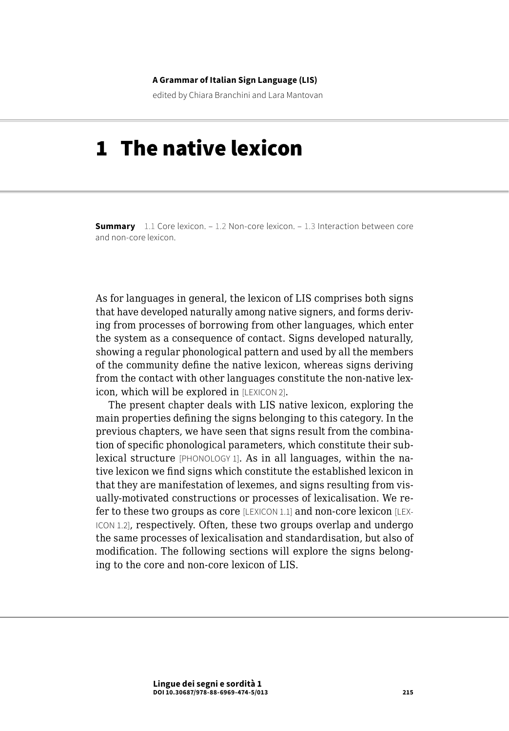**A Grammar of Italian Sign Language (LIS)**

edited by Chiara Branchini and Lara Mantovan

# 1 The native lexicon

**Summary** 1.1 Core lexicon. – 1.2 Non-core lexicon. – 1.3 Interaction between core and non-core lexicon.

As for languages in general, the lexicon of LIS comprises both signs that have developed naturally among native signers, and forms deriving from processes of borrowing from other languages, which enter the system as a consequence of contact. Signs developed naturally, showing a regular phonological pattern and used by all the members of the community define the native lexicon, whereas signs deriving from the contact with other languages constitute the non-native lexicon, which will be explored in [LEXICON 2].

The present chapter deals with LIS native lexicon, exploring the main properties defining the signs belonging to this category. In the previous chapters, we have seen that signs result from the combination of specific phonological parameters, which constitute their sublexical structure [PHONOLOGY 1]. As in all languages, within the native lexicon we find signs which constitute the established lexicon in that they are manifestation of lexemes, and signs resulting from visually-motivated constructions or processes of lexicalisation. We refer to these two groups as core [LEXICON 1.1] and non-core lexicon [LEXICON 1.2], respectively. Often, these two groups overlap and undergo the same processes of lexicalisation and standardisation, but also of modification. The following sections will explore the signs belonging to the core and non-core lexicon of LIS.

**Lingue dei segni e sordità 1**
**DOI 10.30687/978-88-6969-474-5/013**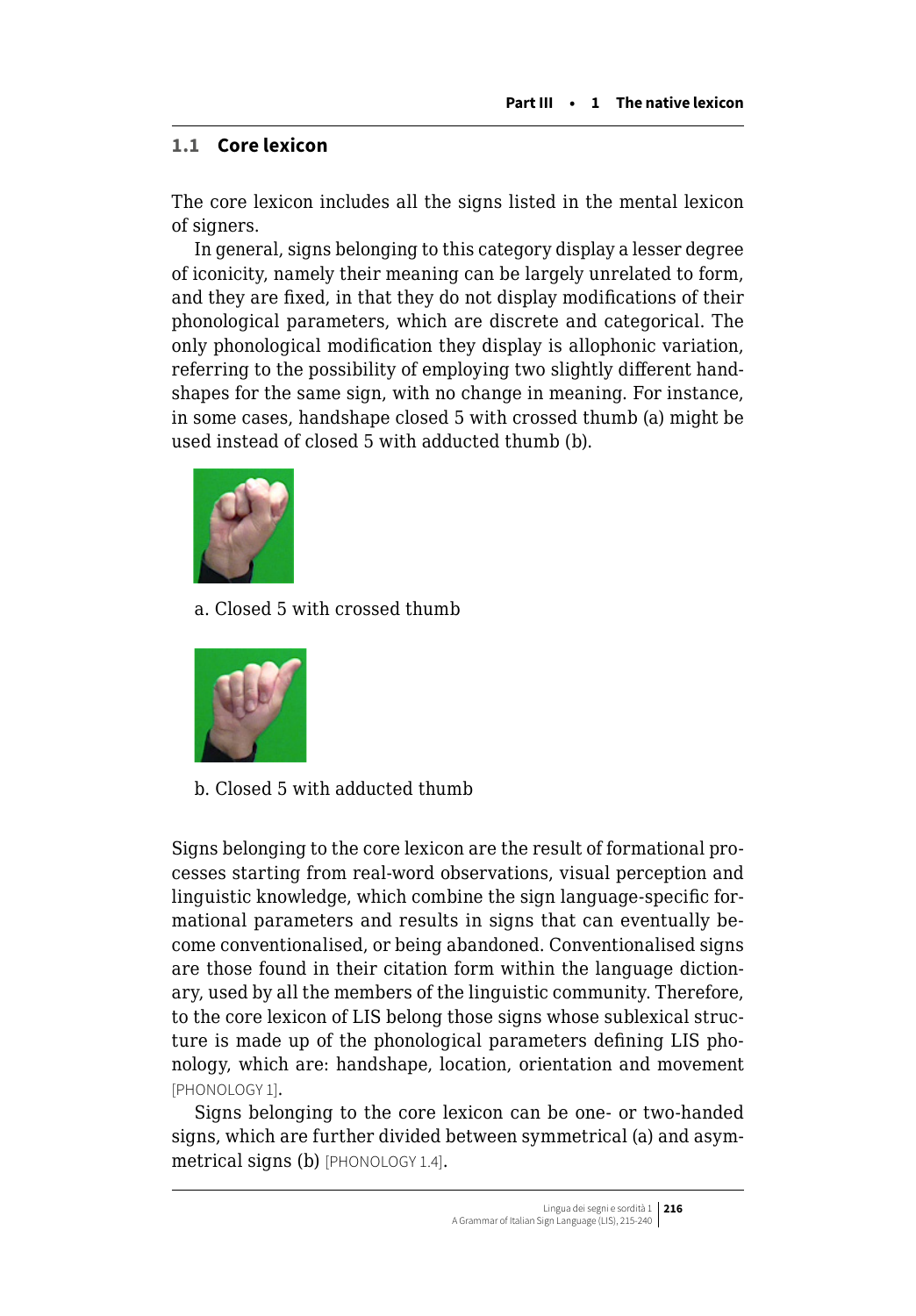## 1.1 Core lexicon

The core lexicon includes all the signs listed in the mental lexicon of signers.

In general, signs belonging to this category display a lesser degree of iconicity, namely their meaning can be largely unrelated to form, and they are fixed, in that they do not display modifications of their phonological parameters, which are discrete and categorical. The only phonological modification they display is allophonic variation, referring to the possibility of employing two slightly different handshapes for the same sign, with no change in meaning. For instance, in some cases, handshape closed 5 with crossed thumb (a) might be used instead of closed 5 with adducted thumb (b).

a. Closed 5 with crossed thumb

b. Closed 5 with adducted thumb

Signs belonging to the core lexicon are the result of formational processes starting from real-word observations, visual perception and linguistic knowledge, which combine the sign language-specific formational parameters and results in signs that can eventually become conventionalised, or being abandoned. Conventionalised signs are those found in their citation form within the language dictionary, used by all the members of the linguistic community. Therefore, to the core lexicon of LIS belong those signs whose sublexical structure is made up of the phonological parameters defining LIS phonology, which are: handshape, location, orientation and movement [PHONOLOGY 1].

Signs belonging to the core lexicon can be one- or two-handed signs, which are further divided between symmetrical (a) and asymmetrical signs (b) [PHONOLOGY 1.4].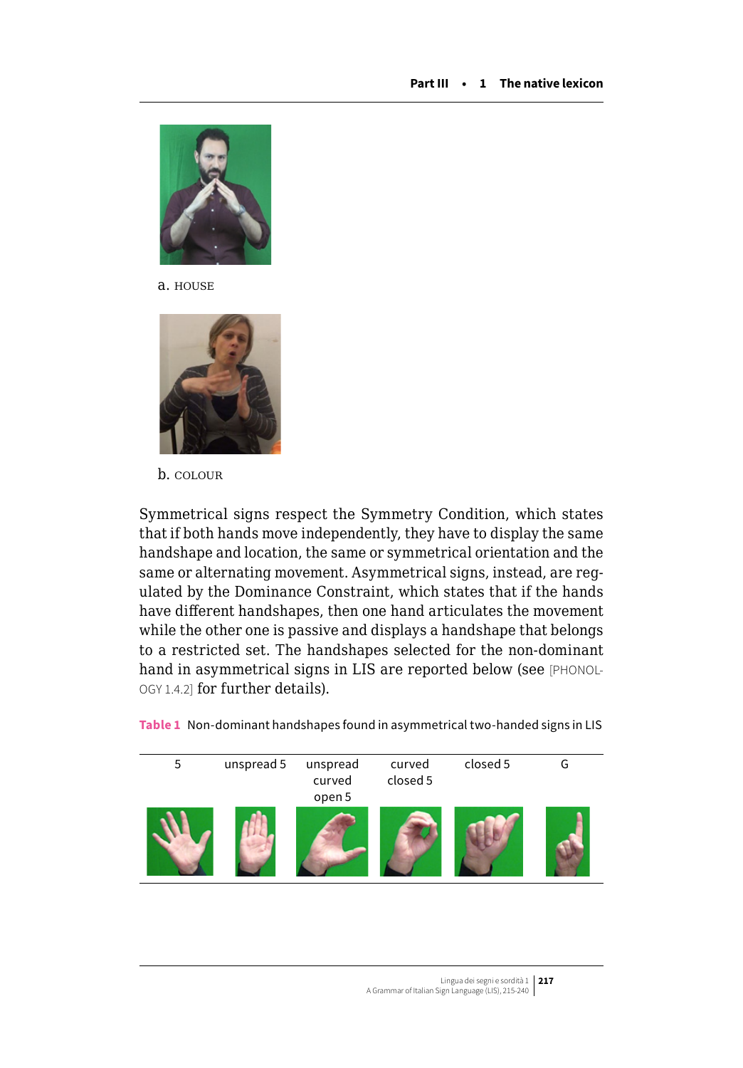a. HOUSE

b. COLOUR

Symmetrical signs respect the Symmetry Condition, which states that if both hands move independently, they have to display the same handshape and location, the same or symmetrical orientation and the same or alternating movement. Asymmetrical signs, instead, are regulated by the Dominance Constraint, which states that if the hands have different handshapes, then one hand articulates the movement while the other one is passive and displays a handshape that belongs to a restricted set. The handshapes selected for the non-dominant hand in asymmetrical signs in LIS are reported below (see [PHONOLOGY 1.4.2] for further details).

**Table 1** Non-dominant handshapes found in asymmetrical two-handed signs in LIS

| 5 | unspread 5 | unspread curved open 5 | curved closed 5 | closed 5 | G |
|---|---|---|---|---|---|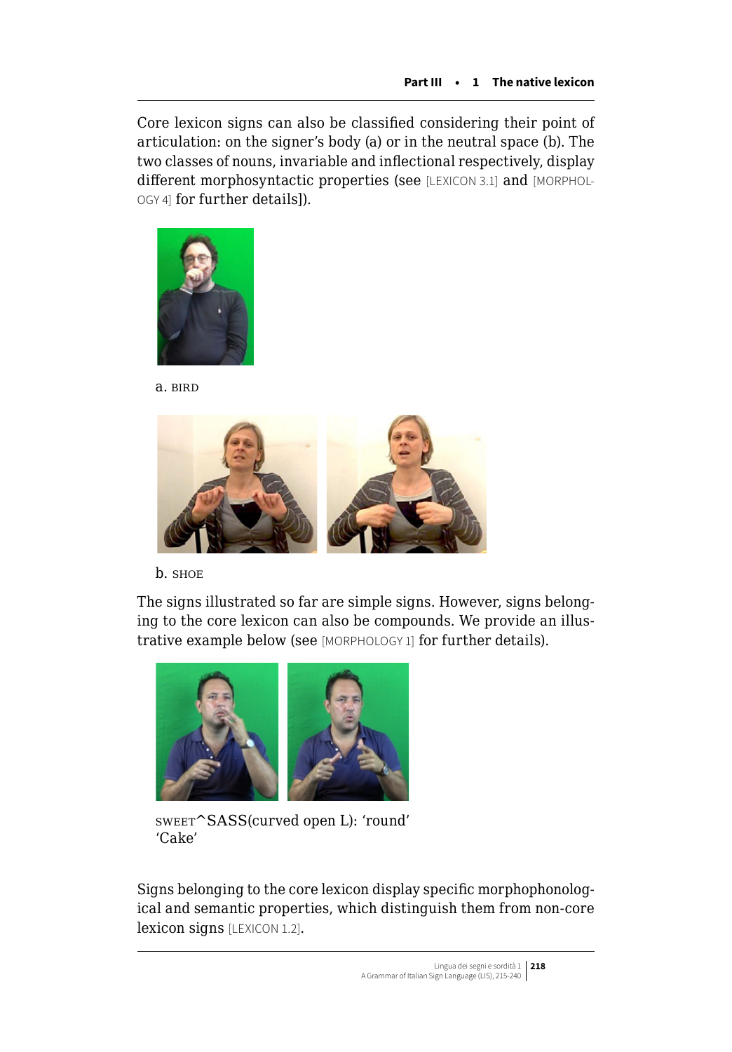Core lexicon signs can also be classified considering their point of articulation: on the signer's body (a) or in the neutral space (b). The two classes of nouns, invariable and inflectional respectively, display different morphosyntactic properties (see [LEXICON 3.1] and [MORPHOLOGY 4] for further details]).

a. BIRD

b. SHOE

The signs illustrated so far are simple signs. However, signs belonging to the core lexicon can also be compounds. We provide an illustrative example below (see [MORPHOLOGY 1] for further details).

SWEET^SASS(curved open L): 'round'
'Cake'

Signs belonging to the core lexicon display specific morphophonological and semantic properties, which distinguish them from non-core lexicon signs [LEXICON 1.2].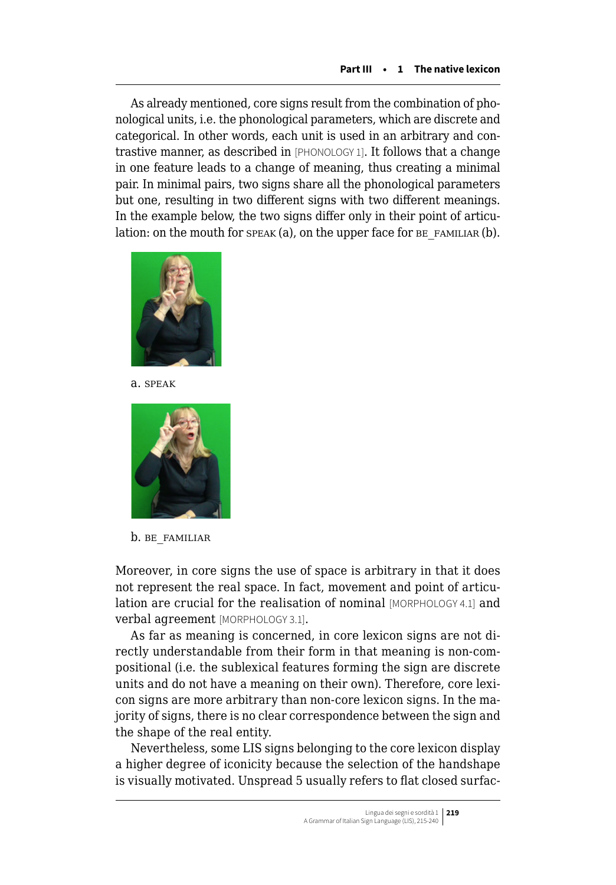As already mentioned, core signs result from the combination of phonological units, i.e. the phonological parameters, which are discrete and categorical. In other words, each unit is used in an arbitrary and contrastive manner, as described in [PHONOLOGY 1]. It follows that a change in one feature leads to a change of meaning, thus creating a minimal pair. In minimal pairs, two signs share all the phonological parameters but one, resulting in two different signs with two different meanings. In the example below, the two signs differ only in their point of articulation: on the mouth for SPEAK (a), on the upper face for BE_FAMILIAR (b).

a. SPEAK

b. BE_FAMILIAR

Moreover, in core signs the use of space is arbitrary in that it does not represent the real space. In fact, movement and point of articulation are crucial for the realisation of nominal [MORPHOLOGY 4.1] and verbal agreement [MORPHOLOGY 3.1].

As far as meaning is concerned, in core lexicon signs are not directly understandable from their form in that meaning is non-compositional (i.e. the sublexical features forming the sign are discrete units and do not have a meaning on their own). Therefore, core lexicon signs are more arbitrary than non-core lexicon signs. In the majority of signs, there is no clear correspondence between the sign and the shape of the real entity.

Nevertheless, some LIS signs belonging to the core lexicon display a higher degree of iconicity because the selection of the handshape is visually motivated. Unspread 5 usually refers to flat closed surfac-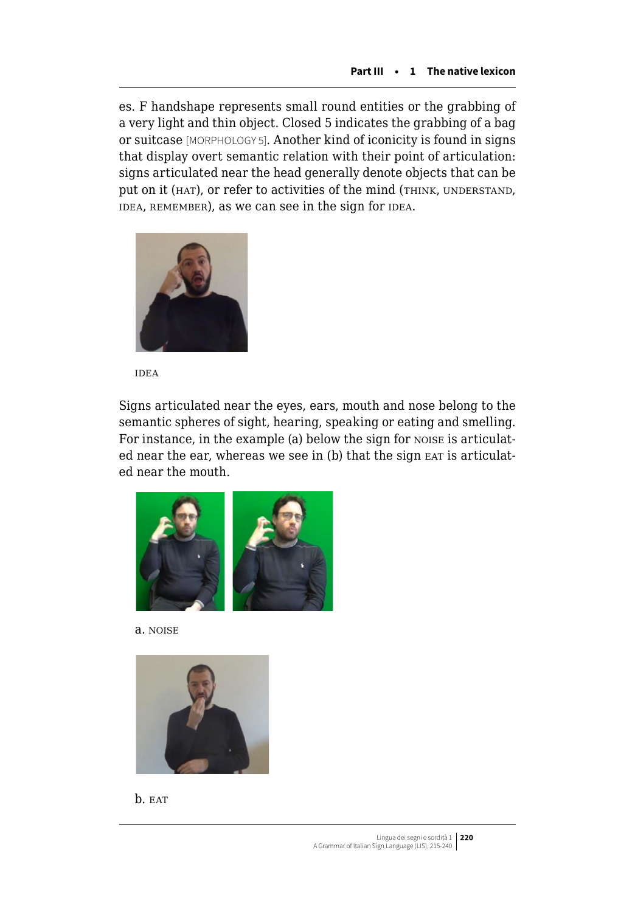es. F handshape represents small round entities or the grabbing of a very light and thin object. Closed 5 indicates the grabbing of a bag or suitcase [MORPHOLOGY 5]. Another kind of iconicity is found in signs that display overt semantic relation with their point of articulation: signs articulated near the head generally denote objects that can be put on it (HAT), or refer to activities of the mind (THINK, UNDERSTAND, IDEA, REMEMBER), as we can see in the sign for IDEA.

IDEA

Signs articulated near the eyes, ears, mouth and nose belong to the semantic spheres of sight, hearing, speaking or eating and smelling. For instance, in the example (a) below the sign for NOISE is articulated near the ear, whereas we see in (b) that the sign EAT is articulated near the mouth.

a. NOISE

b. EAT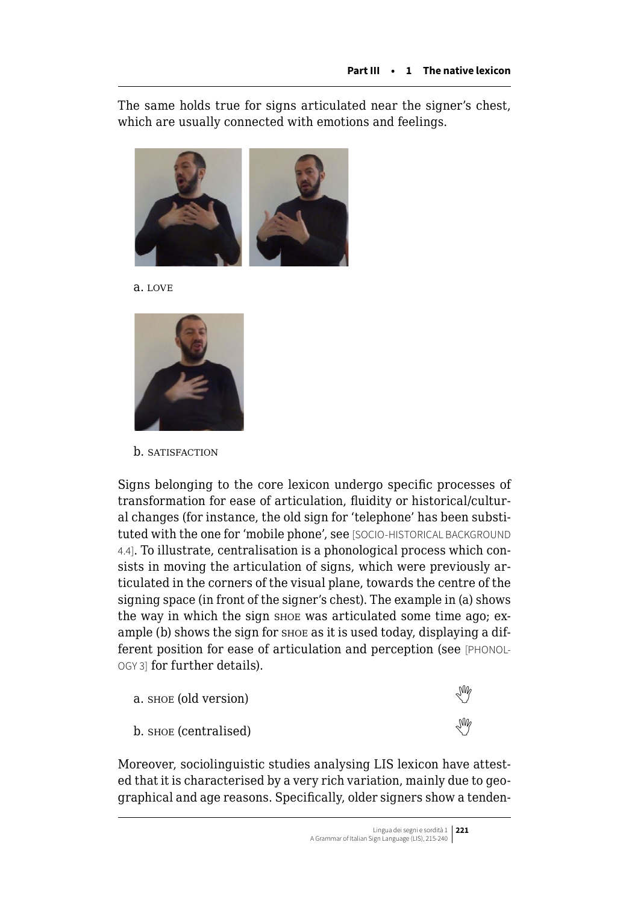The same holds true for signs articulated near the signer's chest, which are usually connected with emotions and feelings.

a. LOVE

b. SATISFACTION

Signs belonging to the core lexicon undergo specific processes of transformation for ease of articulation, fluidity or historical/cultural changes (for instance, the old sign for 'telephone' has been substituted with the one for 'mobile phone', see [SOCIO-HISTORICAL BACKGROUND 4.4]. To illustrate, centralisation is a phonological process which consists in moving the articulation of signs, which were previously articulated in the corners of the visual plane, towards the centre of the signing space (in front of the signer's chest). The example in (a) shows the way in which the sign SHOE was articulated some time ago; example (b) shows the sign for SHOE as it is used today, displaying a different position for ease of articulation and perception (see [PHONOLOGY 3] for further details).

a. SHOE (old version)

b. SHOE (centralised)

Moreover, sociolinguistic studies analysing LIS lexicon have attested that it is characterised by a very rich variation, mainly due to geographical and age reasons. Specifically, older signers show a tenden-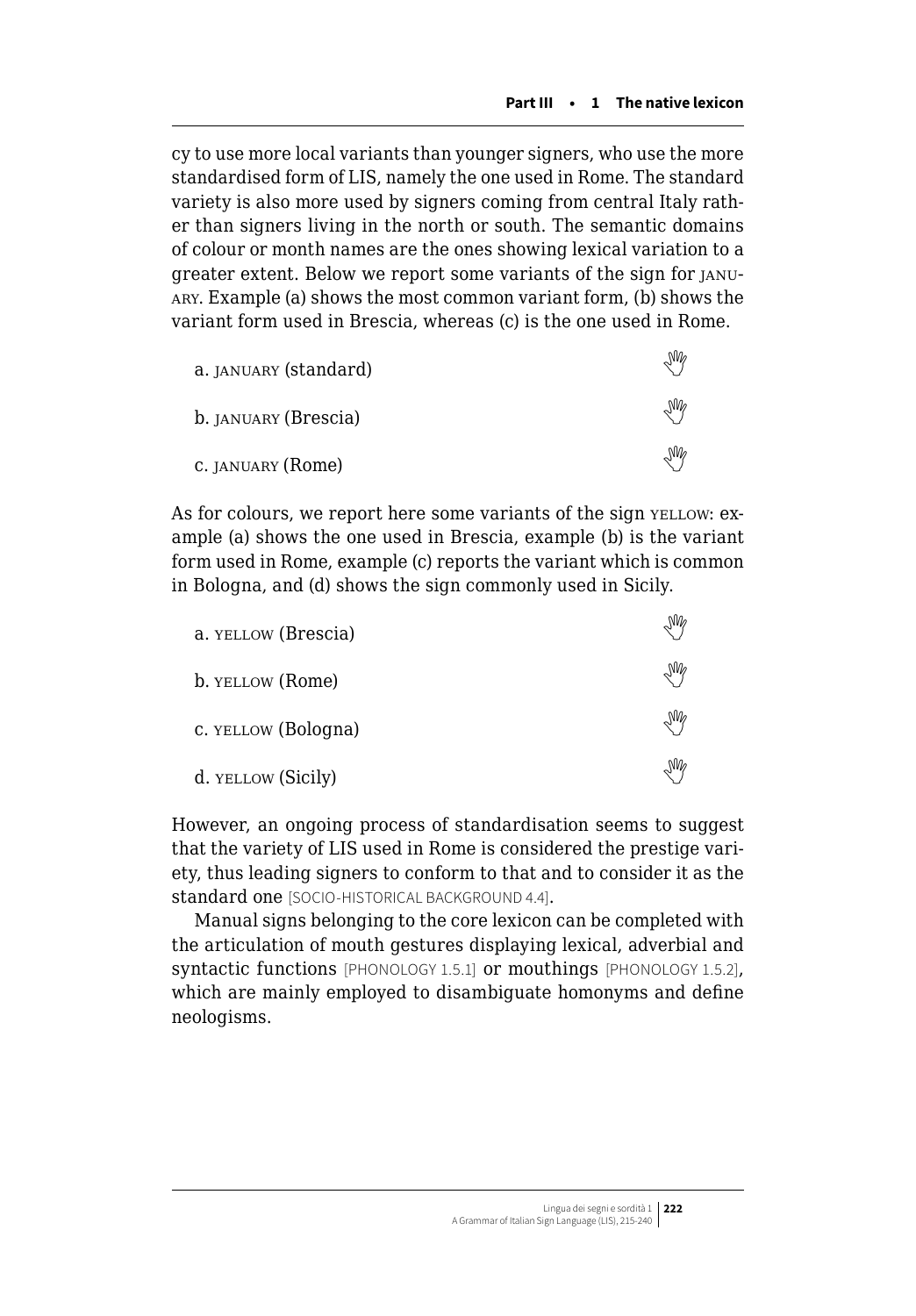cy to use more local variants than younger signers, who use the more standardised form of LIS, namely the one used in Rome. The standard variety is also more used by signers coming from central Italy rather than signers living in the north or south. The semantic domains of colour or month names are the ones showing lexical variation to a greater extent. Below we report some variants of the sign for JANUARY. Example (a) shows the most common variant form, (b) shows the variant form used in Brescia, whereas (c) is the one used in Rome.

a. JANUARY (standard)

b. JANUARY (Brescia)

c. JANUARY (Rome)

As for colours, we report here some variants of the sign YELLOW: example (a) shows the one used in Brescia, example (b) is the variant form used in Rome, example (c) reports the variant which is common in Bologna, and (d) shows the sign commonly used in Sicily.

a. YELLOW (Brescia)

b. YELLOW (Rome)

c. YELLOW (Bologna)

d. YELLOW (Sicily)

However, an ongoing process of standardisation seems to suggest that the variety of LIS used in Rome is considered the prestige variety, thus leading signers to conform to that and to consider it as the standard one [SOCIO-HISTORICAL BACKGROUND 4.4].

Manual signs belonging to the core lexicon can be completed with the articulation of mouth gestures displaying lexical, adverbial and syntactic functions [PHONOLOGY 1.5.1] or mouthings [PHONOLOGY 1.5.2], which are mainly employed to disambiguate homonyms and define neologisms.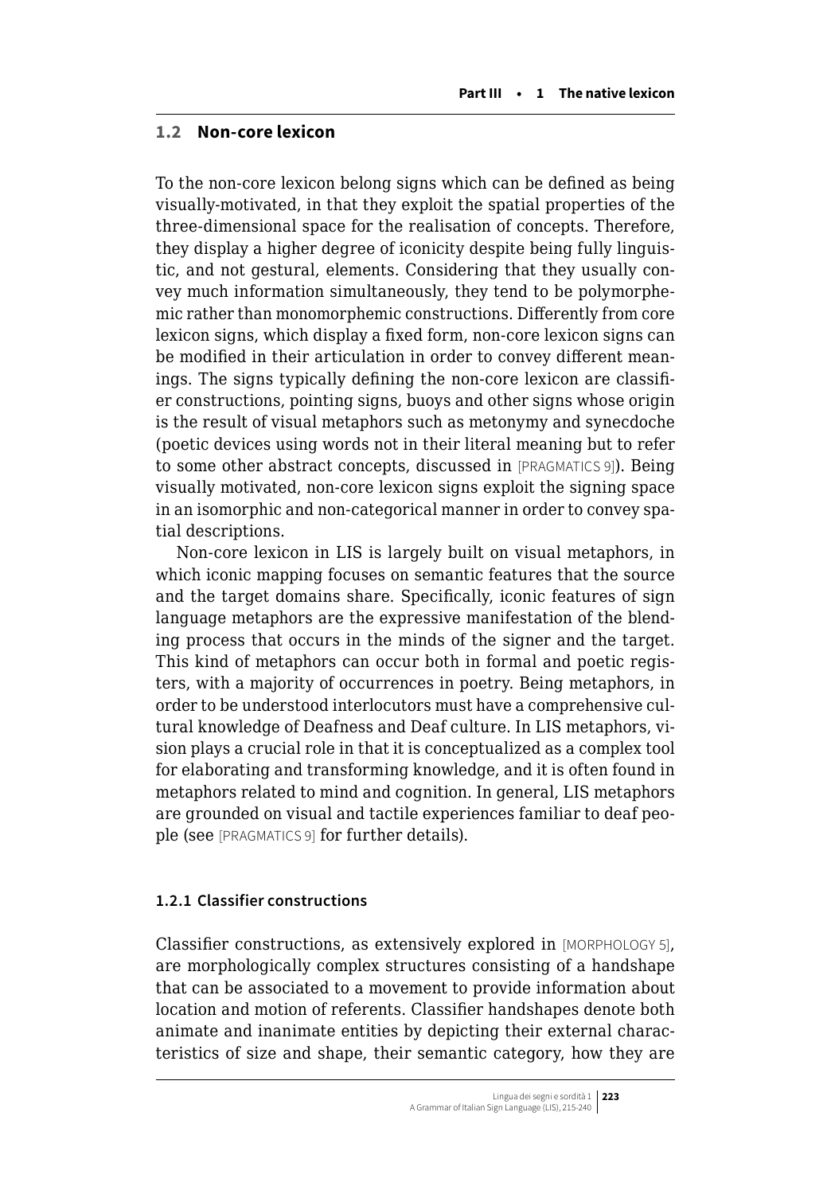## 1.2 Non-core lexicon

To the non-core lexicon belong signs which can be defined as being visually-motivated, in that they exploit the spatial properties of the three-dimensional space for the realisation of concepts. Therefore, they display a higher degree of iconicity despite being fully linguistic, and not gestural, elements. Considering that they usually convey much information simultaneously, they tend to be polymorphemic rather than monomorphemic constructions. Differently from core lexicon signs, which display a fixed form, non-core lexicon signs can be modified in their articulation in order to convey different meanings. The signs typically defining the non-core lexicon are classifier constructions, pointing signs, buoys and other signs whose origin is the result of visual metaphors such as metonymy and synecdoche (poetic devices using words not in their literal meaning but to refer to some other abstract concepts, discussed in [PRAGMATICS 9]). Being visually motivated, non-core lexicon signs exploit the signing space in an isomorphic and non-categorical manner in order to convey spatial descriptions.

Non-core lexicon in LIS is largely built on visual metaphors, in which iconic mapping focuses on semantic features that the source and the target domains share. Specifically, iconic features of sign language metaphors are the expressive manifestation of the blending process that occurs in the minds of the signer and the target. This kind of metaphors can occur both in formal and poetic registers, with a majority of occurrences in poetry. Being metaphors, in order to be understood interlocutors must have a comprehensive cultural knowledge of Deafness and Deaf culture. In LIS metaphors, vision plays a crucial role in that it is conceptualized as a complex tool for elaborating and transforming knowledge, and it is often found in metaphors related to mind and cognition. In general, LIS metaphors are grounded on visual and tactile experiences familiar to deaf people (see [PRAGMATICS 9] for further details).

### 1.2.1 Classifier constructions

Classifier constructions, as extensively explored in [MORPHOLOGY 5], are morphologically complex structures consisting of a handshape that can be associated to a movement to provide information about location and motion of referents. Classifier handshapes denote both animate and inanimate entities by depicting their external characteristics of size and shape, their semantic category, how they are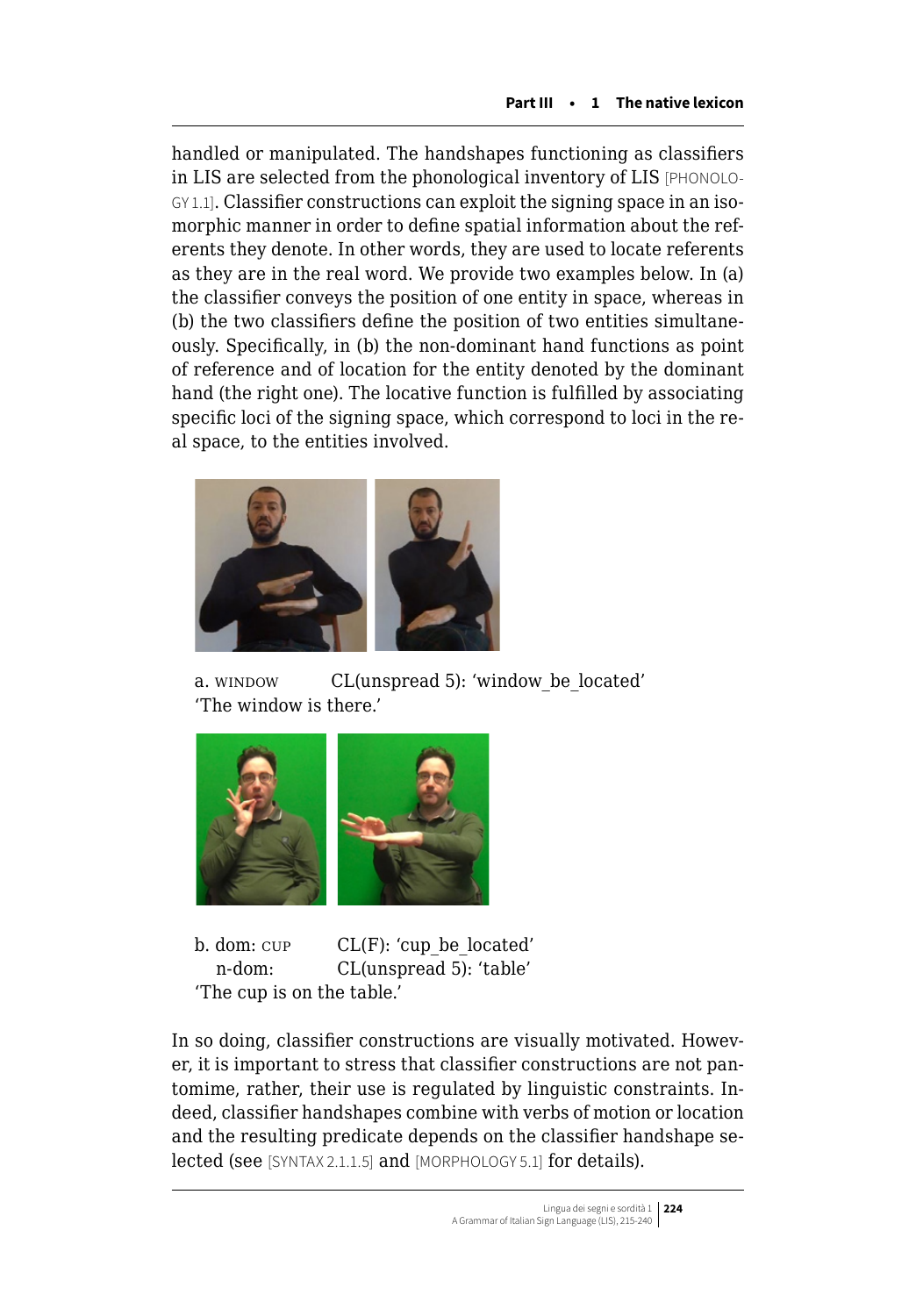handled or manipulated. The handshapes functioning as classifiers in LIS are selected from the phonological inventory of LIS [PHONOLOGY 1.1]. Classifier constructions can exploit the signing space in an isomorphic manner in order to define spatial information about the referents they denote. In other words, they are used to locate referents as they are in the real word. We provide two examples below. In (a) the classifier conveys the position of one entity in space, whereas in (b) the two classifiers define the position of two entities simultaneously. Specifically, in (b) the non-dominant hand functions as point of reference and of location for the entity denoted by the dominant hand (the right one). The locative function is fulfilled by associating specific loci of the signing space, which correspond to loci in the real space, to the entities involved.

a. WINDOW CL(unspread 5): 'window_be_located'
'The window is there.'

b. dom: CUP CL(F): 'cup_be_located'
n-dom: CL(unspread 5): 'table'
'The cup is on the table.'

In so doing, classifier constructions are visually motivated. However, it is important to stress that classifier constructions are not pantomime, rather, their use is regulated by linguistic constraints. Indeed, classifier handshapes combine with verbs of motion or location and the resulting predicate depends on the classifier handshape selected (see [SYNTAX 2.1.1.5] and [MORPHOLOGY 5.1] for details).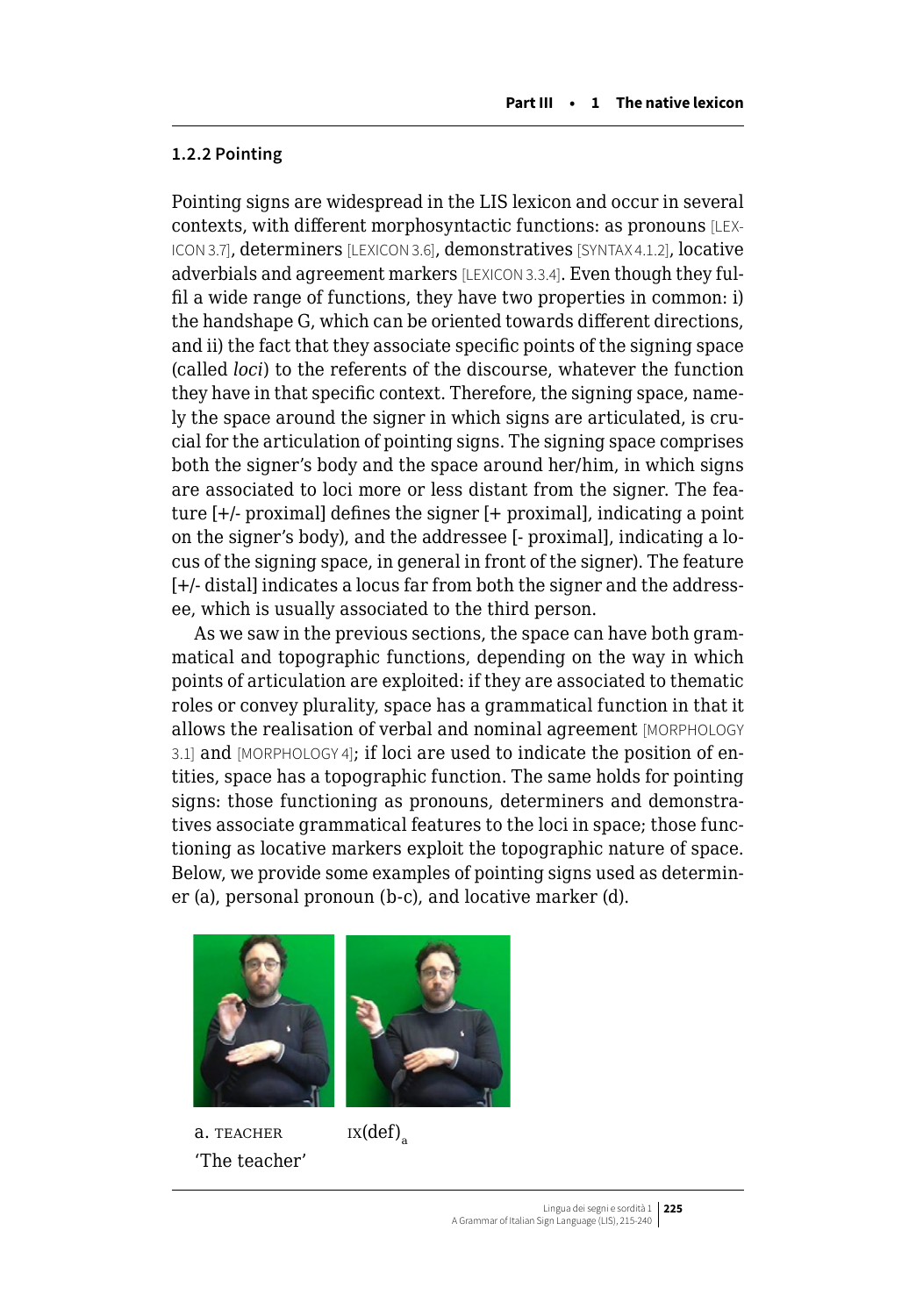### 1.2.2 Pointing

Pointing signs are widespread in the LIS lexicon and occur in several contexts, with different morphosyntactic functions: as pronouns [LEXICON 3.7], determiners [LEXICON 3.6], demonstratives [SYNTAX 4.1.2], locative adverbials and agreement markers [LEXICON 3.3.4]. Even though they fulfil a wide range of functions, they have two properties in common: i) the handshape G, which can be oriented towards different directions, and ii) the fact that they associate specific points of the signing space (called *loci*) to the referents of the discourse, whatever the function they have in that specific context. Therefore, the signing space, namely the space around the signer in which signs are articulated, is crucial for the articulation of pointing signs. The signing space comprises both the signer's body and the space around her/him, in which signs are associated to loci more or less distant from the signer. The feature [+/- proximal] defines the signer [+ proximal], indicating a point on the signer's body), and the addressee [- proximal], indicating a locus of the signing space, in general in front of the signer). The feature [+/- distal] indicates a locus far from both the signer and the addressee, which is usually associated to the third person.

As we saw in the previous sections, the space can have both grammatical and topographic functions, depending on the way in which points of articulation are exploited: if they are associated to thematic roles or convey plurality, space has a grammatical function in that it allows the realisation of verbal and nominal agreement [MORPHOLOGY 3.1] and [MORPHOLOGY 4]; if loci are used to indicate the position of entities, space has a topographic function. The same holds for pointing signs: those functioning as pronouns, determiners and demonstratives associate grammatical features to the loci in space; those functioning as locative markers exploit the topographic nature of space. Below, we provide some examples of pointing signs used as determiner (a), personal pronoun (b-c), and locative marker (d).

a. TEACHER IX(def)$_a$
'The teacher'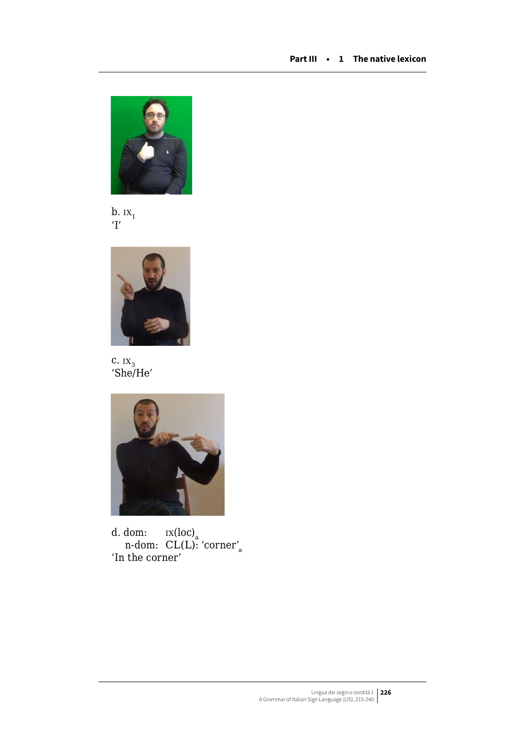b. IX$_1$
'I'

c. IX$_3$
'She/He'

d. dom: IX(loc)$_a$
n-dom: CL(L): 'corner'$_a$
'In the corner'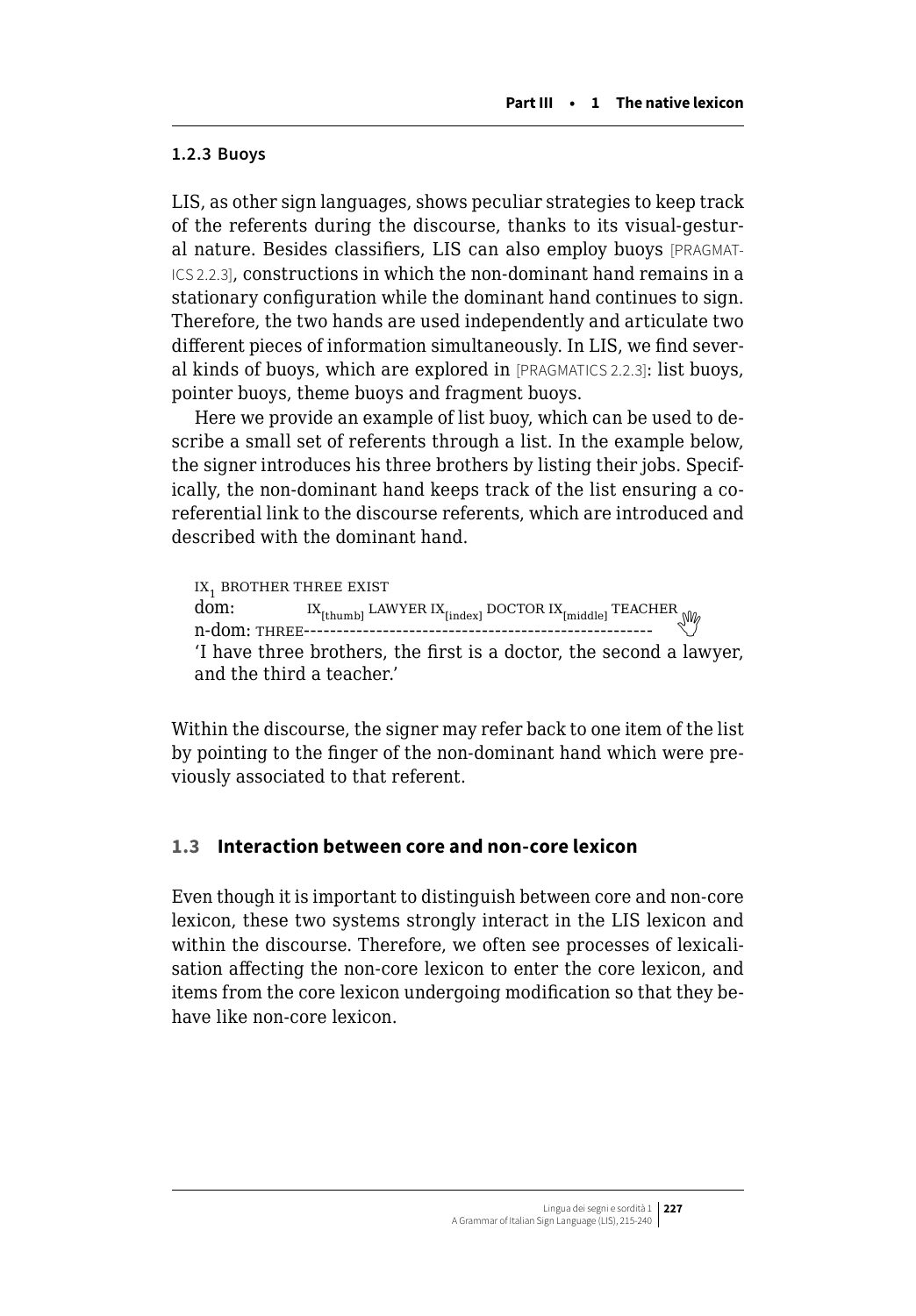### 1.2.3 Buoys

LIS, as other sign languages, shows peculiar strategies to keep track of the referents during the discourse, thanks to its visual-gestural nature. Besides classifiers, LIS can also employ buoys [PRAGMATICS 2.2.3], constructions in which the non-dominant hand remains in a stationary configuration while the dominant hand continues to sign. Therefore, the two hands are used independently and articulate two different pieces of information simultaneously. In LIS, we find several kinds of buoys, which are explored in [PRAGMATICS 2.2.3]: list buoys, pointer buoys, theme buoys and fragment buoys.

Here we provide an example of list buoy, which can be used to describe a small set of referents through a list. In the example below, the signer introduces his three brothers by listing their jobs. Specifically, the non-dominant hand keeps track of the list ensuring a coreferential link to the discourse referents, which are introduced and described with the dominant hand.

$\text{IX}_1$ BROTHER THREE EXIST
dom: $\text{IX}_{\text{[thumb]}}$ LAWYER $\text{IX}_{\text{[index]}}$ DOCTOR $\text{IX}_{\text{[middle]}}$ TEACHER
n-dom: THREE-----------------------------------------------------

'I have three brothers, the first is a doctor, the second a lawyer, and the third a teacher.'

Within the discourse, the signer may refer back to one item of the list by pointing to the finger of the non-dominant hand which were previously associated to that referent.

## 1.3 Interaction between core and non-core lexicon

Even though it is important to distinguish between core and non-core lexicon, these two systems strongly interact in the LIS lexicon and within the discourse. Therefore, we often see processes of lexicalisation affecting the non-core lexicon to enter the core lexicon, and items from the core lexicon undergoing modification so that they behave like non-core lexicon.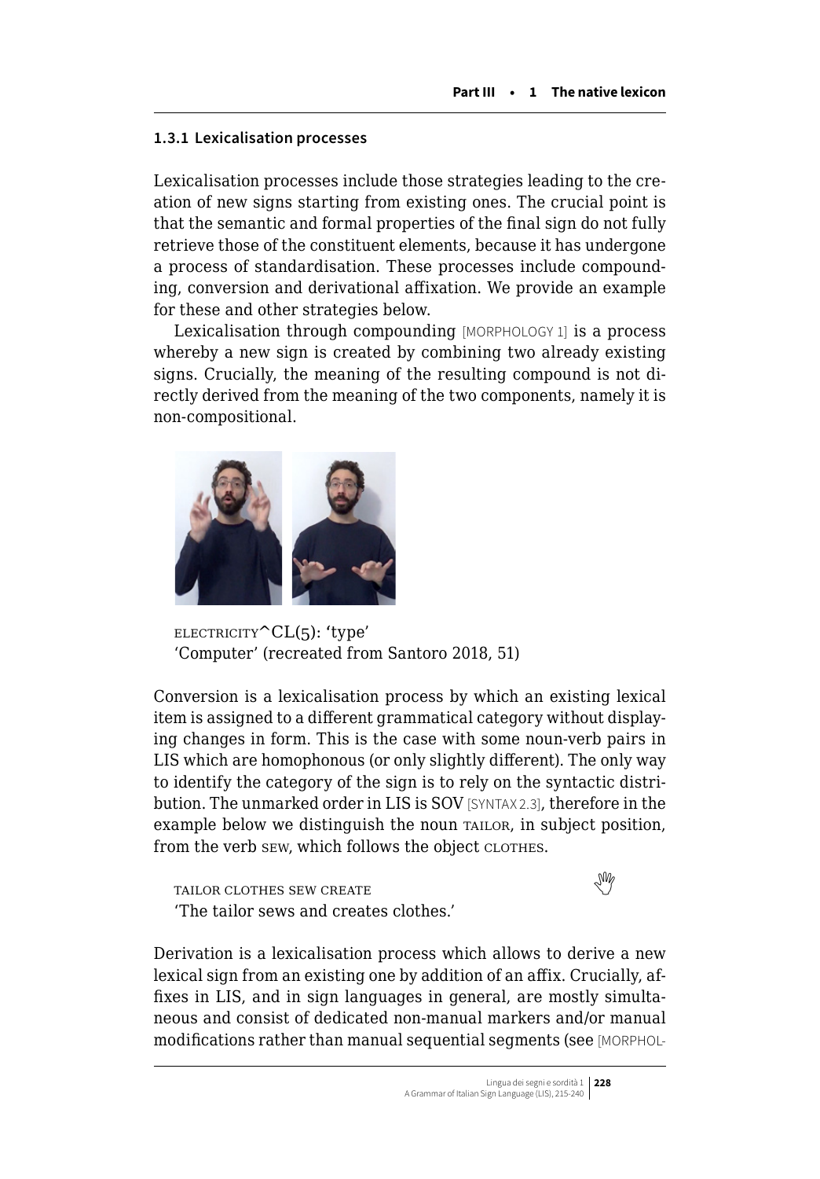### 1.3.1 Lexicalisation processes

Lexicalisation processes include those strategies leading to the creation of new signs starting from existing ones. The crucial point is that the semantic and formal properties of the final sign do not fully retrieve those of the constituent elements, because it has undergone a process of standardisation. These processes include compounding, conversion and derivational affixation. We provide an example for these and other strategies below.

Lexicalisation through compounding [MORPHOLOGY 1] is a process whereby a new sign is created by combining two already existing signs. Crucially, the meaning of the resulting compound is not directly derived from the meaning of the two components, namely it is non-compositional.

ELECTRICITY^CL(5): 'type'
'Computer' (recreated from Santoro 2018, 51)

Conversion is a lexicalisation process by which an existing lexical item is assigned to a different grammatical category without displaying changes in form. This is the case with some noun-verb pairs in LIS which are homophonous (or only slightly different). The only way to identify the category of the sign is to rely on the syntactic distribution. The unmarked order in LIS is SOV [SYNTAX 2.3], therefore in the example below we distinguish the noun TAILOR, in subject position, from the verb SEW, which follows the object CLOTHES.

TAILOR CLOTHES SEW CREATE
'The tailor sews and creates clothes.'

Derivation is a lexicalisation process which allows to derive a new lexical sign from an existing one by addition of an affix. Crucially, affixes in LIS, and in sign languages in general, are mostly simultaneous and consist of dedicated non-manual markers and/or manual modifications rather than manual sequential segments (see [MORPHOL-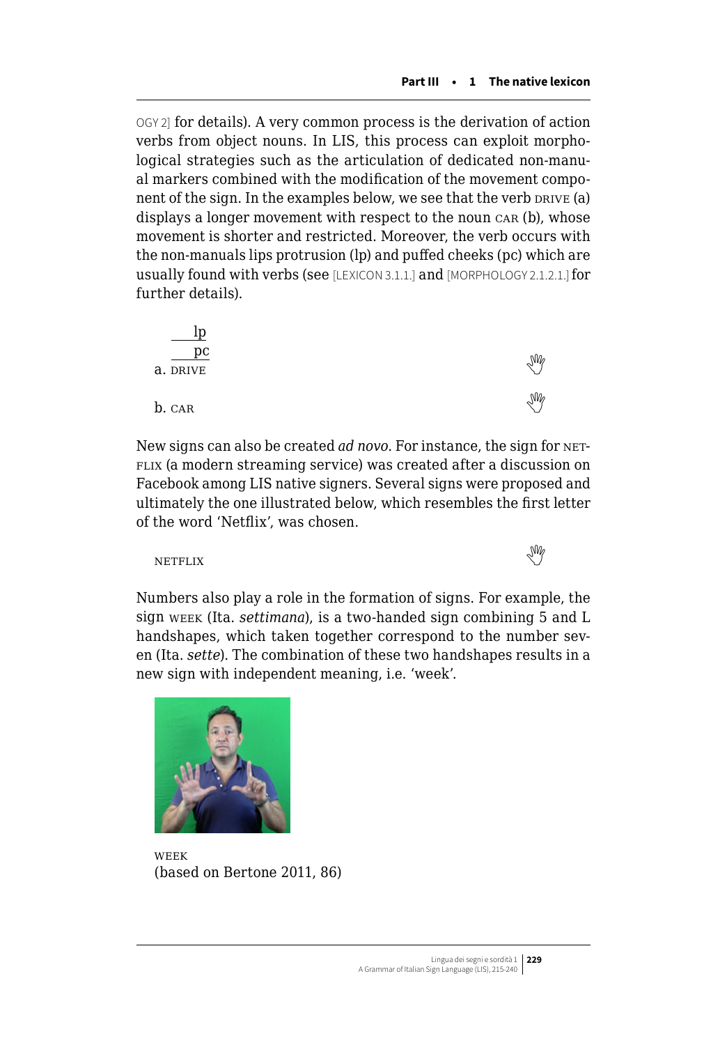OGY 2] for details). A very common process is the derivation of action verbs from object nouns. In LIS, this process can exploit morphological strategies such as the articulation of dedicated non-manual markers combined with the modification of the movement component of the sign. In the examples below, we see that the verb DRIVE (a) displays a longer movement with respect to the noun CAR (b), whose movement is shorter and restricted. Moreover, the verb occurs with the non-manuals lips protrusion (lp) and puffed cheeks (pc) which are usually found with verbs (see [LEXICON 3.1.1.] and [MORPHOLOGY 2.1.2.1.] for further details).

```
      lp
      pc
a. DRIVE
```

b. CAR

New signs can also be created *ad novo*. For instance, the sign for NETFLIX (a modern streaming service) was created after a discussion on Facebook among LIS native signers. Several signs were proposed and ultimately the one illustrated below, which resembles the first letter of the word 'Netflix', was chosen.

NETFLIX

Numbers also play a role in the formation of signs. For example, the sign WEEK (Ita. *settimana*), is a two-handed sign combining 5 and L handshapes, which taken together correspond to the number seven (Ita. *sette*). The combination of these two handshapes results in a new sign with independent meaning, i.e. 'week'.

WEEK
(based on Bertone 2011, 86)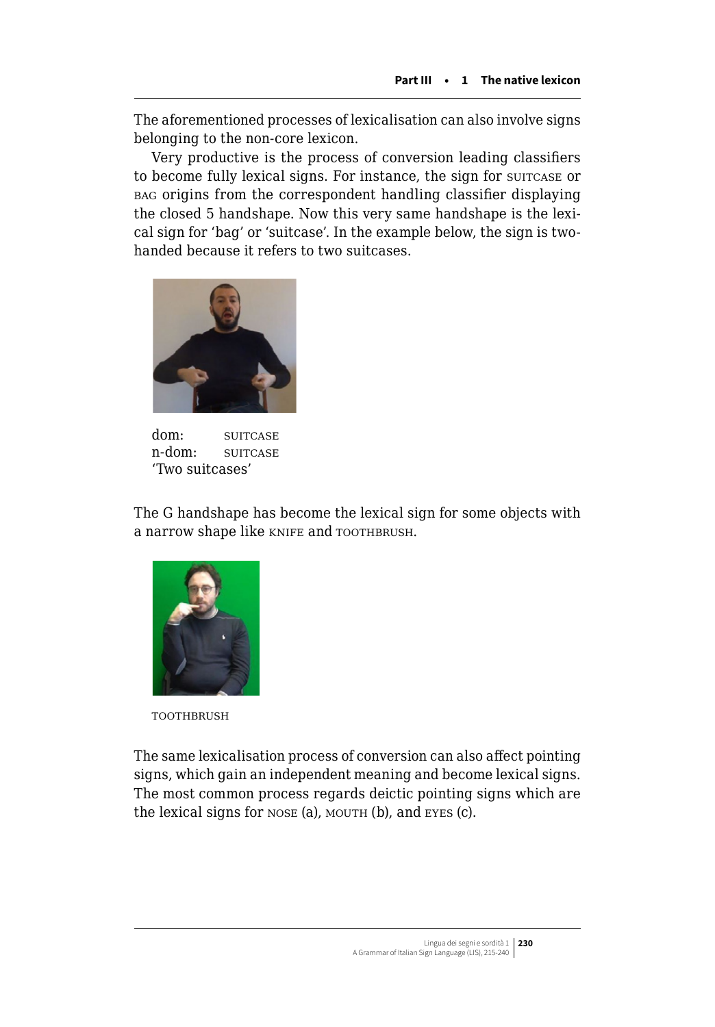The aforementioned processes of lexicalisation can also involve signs belonging to the non-core lexicon.

Very productive is the process of conversion leading classifiers to become fully lexical signs. For instance, the sign for SUITCASE or BAG origins from the correspondent handling classifier displaying the closed 5 handshape. Now this very same handshape is the lexical sign for 'bag' or 'suitcase'. In the example below, the sign is two-handed because it refers to two suitcases.

dom: SUITCASE
n-dom: SUITCASE
'Two suitcases'

The G handshape has become the lexical sign for some objects with a narrow shape like KNIFE and TOOTHBRUSH.

TOOTHBRUSH

The same lexicalisation process of conversion can also affect pointing signs, which gain an independent meaning and become lexical signs. The most common process regards deictic pointing signs which are the lexical signs for NOSE (a), MOUTH (b), and EYES (c).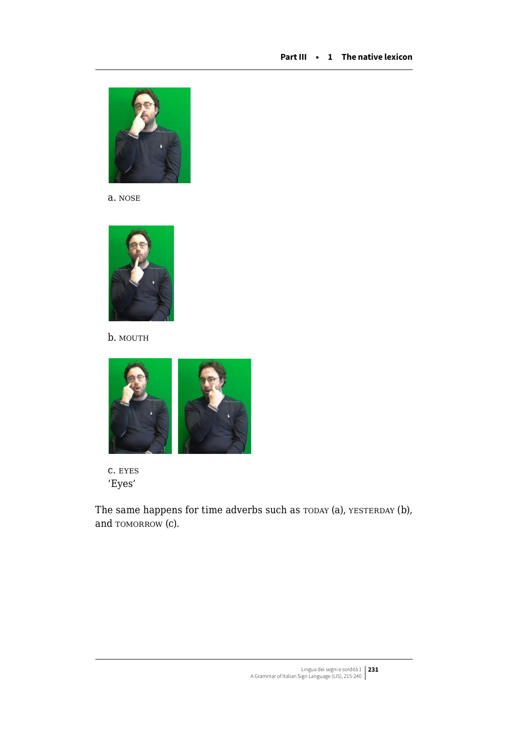a. NOSE

b. MOUTH

c. EYES
'Eyes'

The same happens for time adverbs such as TODAY (a), YESTERDAY (b), and TOMORROW (c).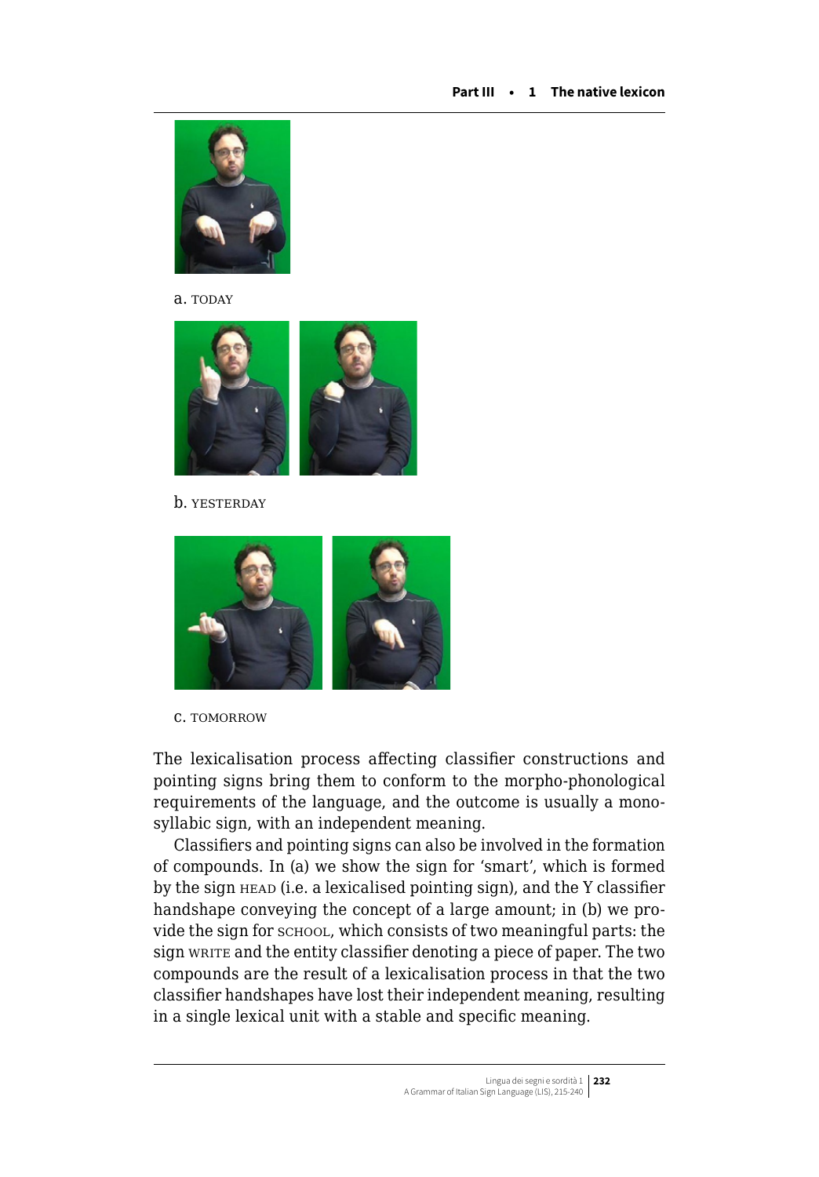a. TODAY

b. YESTERDAY

c. TOMORROW

The lexicalisation process affecting classifier constructions and pointing signs bring them to conform to the morpho-phonological requirements of the language, and the outcome is usually a monosyllabic sign, with an independent meaning.

Classifiers and pointing signs can also be involved in the formation of compounds. In (a) we show the sign for 'smart', which is formed by the sign HEAD (i.e. a lexicalised pointing sign), and the Y classifier handshape conveying the concept of a large amount; in (b) we provide the sign for SCHOOL, which consists of two meaningful parts: the sign WRITE and the entity classifier denoting a piece of paper. The two compounds are the result of a lexicalisation process in that the two classifier handshapes have lost their independent meaning, resulting in a single lexical unit with a stable and specific meaning.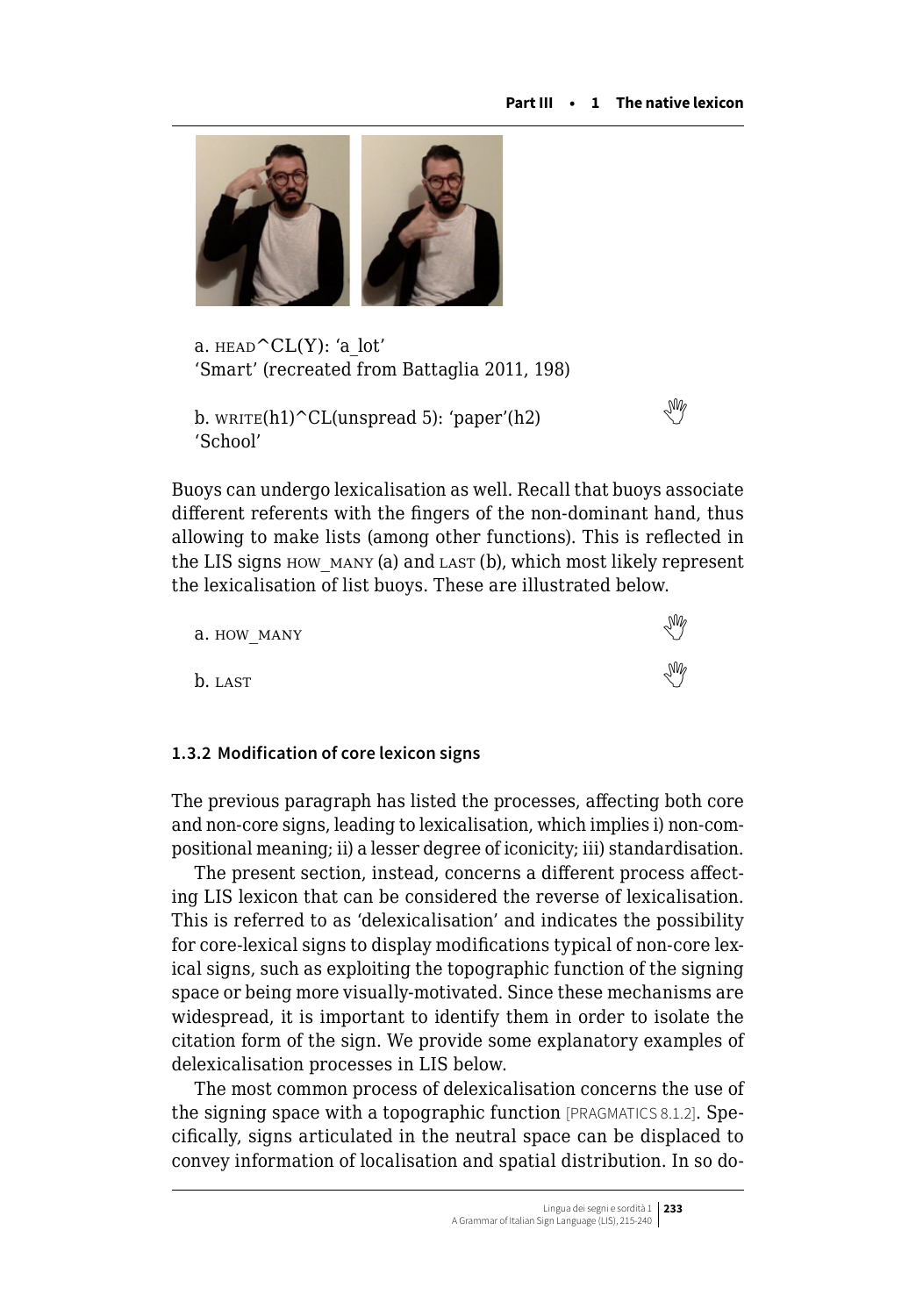a. HEAD^CL(Y): 'a_lot'
'Smart' (recreated from Battaglia 2011, 198)

b. WRITE(h1)^CL(unspread 5): 'paper'(h2)
'School'

Buoys can undergo lexicalisation as well. Recall that buoys associate different referents with the fingers of the non-dominant hand, thus allowing to make lists (among other functions). This is reflected in the LIS signs HOW_MANY (a) and LAST (b), which most likely represent the lexicalisation of list buoys. These are illustrated below.

a. HOW_MANY

b. LAST

### 1.3.2 Modification of core lexicon signs

The previous paragraph has listed the processes, affecting both core and non-core signs, leading to lexicalisation, which implies i) non-compositional meaning; ii) a lesser degree of iconicity; iii) standardisation.

The present section, instead, concerns a different process affecting LIS lexicon that can be considered the reverse of lexicalisation. This is referred to as 'delexicalisation' and indicates the possibility for core-lexical signs to display modifications typical of non-core lexical signs, such as exploiting the topographic function of the signing space or being more visually-motivated. Since these mechanisms are widespread, it is important to identify them in order to isolate the citation form of the sign. We provide some explanatory examples of delexicalisation processes in LIS below.

The most common process of delexicalisation concerns the use of the signing space with a topographic function [PRAGMATICS 8.1.2]. Specifically, signs articulated in the neutral space can be displaced to convey information of localisation and spatial distribution. In so do-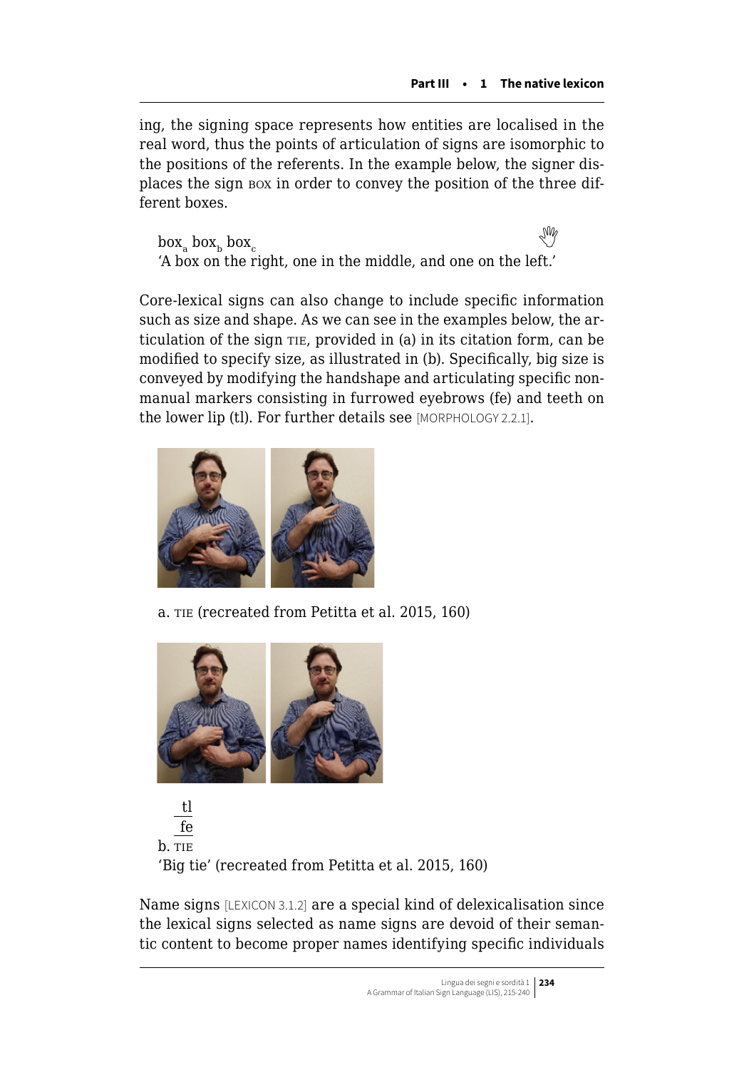ing, the signing space represents how entities are localised in the real word, thus the points of articulation of signs are isomorphic to the positions of the referents. In the example below, the signer displaces the sign BOX in order to convey the position of the three different boxes.

box$_a$ box$_b$ box$_c$
'A box on the right, one in the middle, and one on the left.'

Core-lexical signs can also change to include specific information such as size and shape. As we can see in the examples below, the articulation of the sign TIE, provided in (a) in its citation form, can be modified to specify size, as illustrated in (b). Specifically, big size is conveyed by modifying the handshape and articulating specific nonmanual markers consisting in furrowed eyebrows (fe) and teeth on the lower lip (tl). For further details see [MORPHOLOGY 2.2.1].

a. TIE (recreated from Petitta et al. 2015, 160)

$\overline{\text{tl}}$
$\overline{\text{fe}}$
b. TIE
'Big tie' (recreated from Petitta et al. 2015, 160)

Name signs [LEXICON 3.1.2] are a special kind of delexicalisation since the lexical signs selected as name signs are devoid of their semantic content to become proper names identifying specific individuals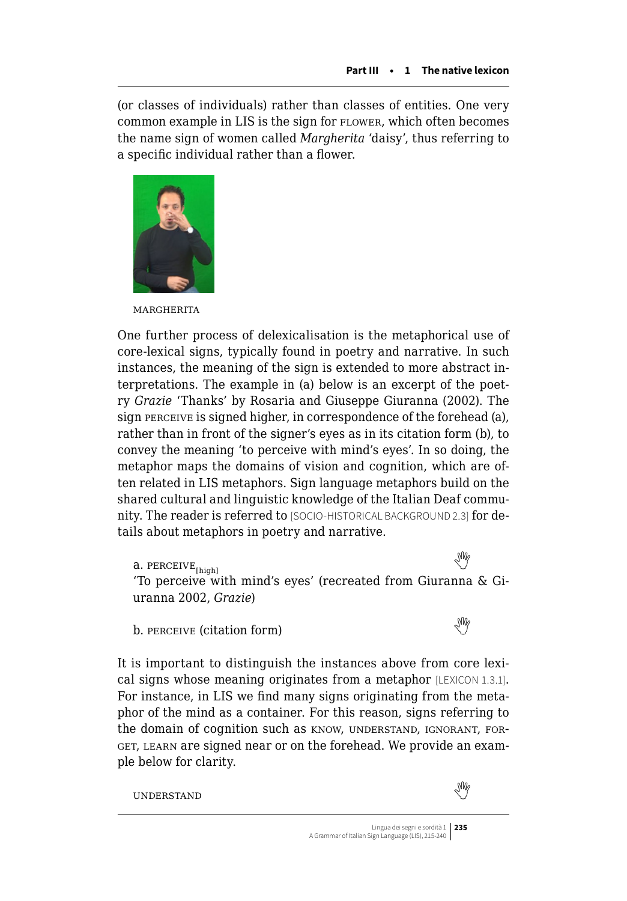(or classes of individuals) rather than classes of entities. One very common example in LIS is the sign for FLOWER, which often becomes the name sign of women called *Margherita* 'daisy', thus referring to a specific individual rather than a flower.

MARGHERITA

One further process of delexicalisation is the metaphorical use of core-lexical signs, typically found in poetry and narrative. In such instances, the meaning of the sign is extended to more abstract interpretations. The example in (a) below is an excerpt of the poetry *Grazie* 'Thanks' by Rosaria and Giuseppe Giuranna (2002). The sign PERCEIVE is signed higher, in correspondence of the forehead (a), rather than in front of the signer's eyes as in its citation form (b), to convey the meaning 'to perceive with mind's eyes'. In so doing, the metaphor maps the domains of vision and cognition, which are often related in LIS metaphors. Sign language metaphors build on the shared cultural and linguistic knowledge of the Italian Deaf community. The reader is referred to [SOCIO-HISTORICAL BACKGROUND 2.3] for details about metaphors in poetry and narrative.

a. PERCEIVE$_{\text{[high]}}$
'To perceive with mind's eyes' (recreated from Giuranna & Giuranna 2002, *Grazie*)

b. PERCEIVE (citation form)

It is important to distinguish the instances above from core lexical signs whose meaning originates from a metaphor [LEXICON 1.3.1]. For instance, in LIS we find many signs originating from the metaphor of the mind as a container. For this reason, signs referring to the domain of cognition such as KNOW, UNDERSTAND, IGNORANT, FORGET, LEARN are signed near or on the forehead. We provide an example below for clarity.

UNDERSTAND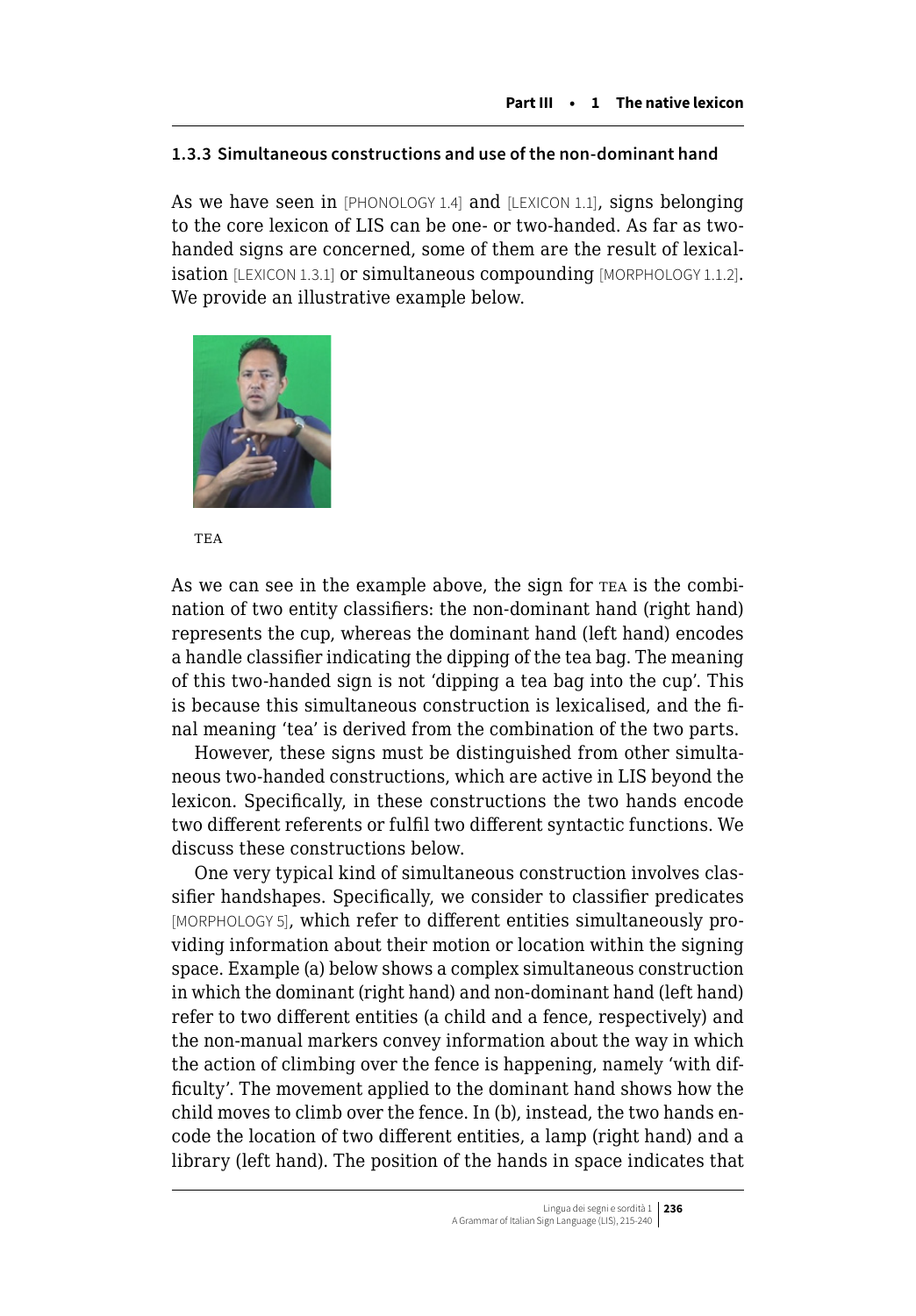### 1.3.3 Simultaneous constructions and use of the non-dominant hand

As we have seen in [PHONOLOGY 1.4] and [LEXICON 1.1], signs belonging to the core lexicon of LIS can be one- or two-handed. As far as two-handed signs are concerned, some of them are the result of lexicalisation [LEXICON 1.3.1] or simultaneous compounding [MORPHOLOGY 1.1.2]. We provide an illustrative example below.

TEA

As we can see in the example above, the sign for TEA is the combination of two entity classifiers: the non-dominant hand (right hand) represents the cup, whereas the dominant hand (left hand) encodes a handle classifier indicating the dipping of the tea bag. The meaning of this two-handed sign is not 'dipping a tea bag into the cup'. This is because this simultaneous construction is lexicalised, and the final meaning 'tea' is derived from the combination of the two parts.

However, these signs must be distinguished from other simultaneous two-handed constructions, which are active in LIS beyond the lexicon. Specifically, in these constructions the two hands encode two different referents or fulfil two different syntactic functions. We discuss these constructions below.

One very typical kind of simultaneous construction involves classifier handshapes. Specifically, we consider to classifier predicates [MORPHOLOGY 5], which refer to different entities simultaneously providing information about their motion or location within the signing space. Example (a) below shows a complex simultaneous construction in which the dominant (right hand) and non-dominant hand (left hand) refer to two different entities (a child and a fence, respectively) and the non-manual markers convey information about the way in which the action of climbing over the fence is happening, namely 'with difficulty'. The movement applied to the dominant hand shows how the child moves to climb over the fence. In (b), instead, the two hands encode the location of two different entities, a lamp (right hand) and a library (left hand). The position of the hands in space indicates that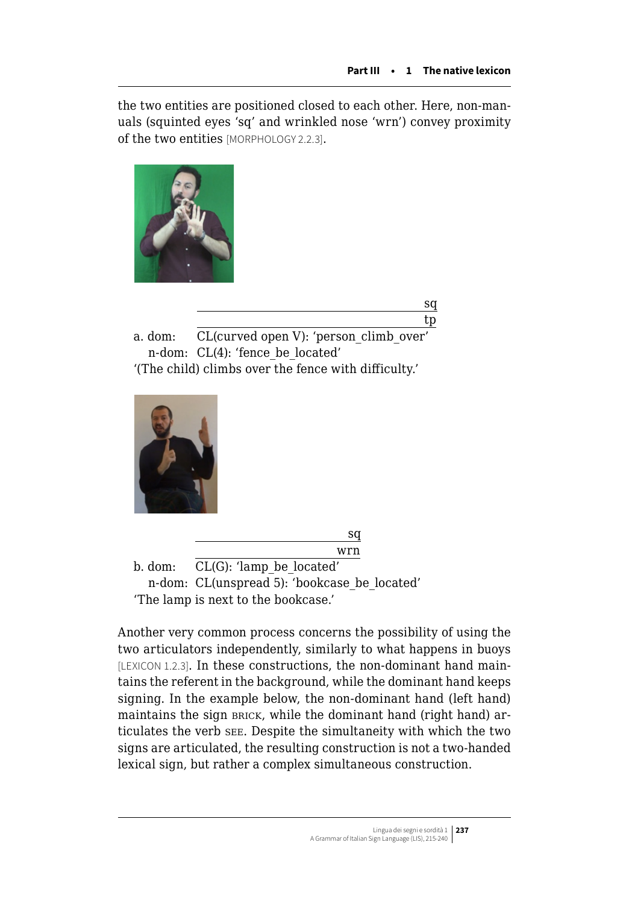the two entities are positioned closed to each other. Here, non-manuals (squinted eyes 'sq' and wrinkled nose 'wrn') convey proximity of the two entities [MORPHOLOGY 2.2.3].

```
                                                   sq
           ___________________________________________
                                                   tp
a. dom:    CL(curved open V): 'person_climb_over'
   n-dom:  CL(4): 'fence_be_located'
'(The child) climbs over the fence with difficulty.'
```

```
                                      sq
           _____________________________
                                     wrn
b. dom:    CL(G): 'lamp_be_located'
   n-dom:  CL(unspread 5): 'bookcase_be_located'
'The lamp is next to the bookcase.'
```

Another very common process concerns the possibility of using the two articulators independently, similarly to what happens in buoys [LEXICON 1.2.3]. In these constructions, the non-dominant hand maintains the referent in the background, while the dominant hand keeps signing. In the example below, the non-dominant hand (left hand) maintains the sign BRICK, while the dominant hand (right hand) articulates the verb SEE. Despite the simultaneity with which the two signs are articulated, the resulting construction is not a two-handed lexical sign, but rather a complex simultaneous construction.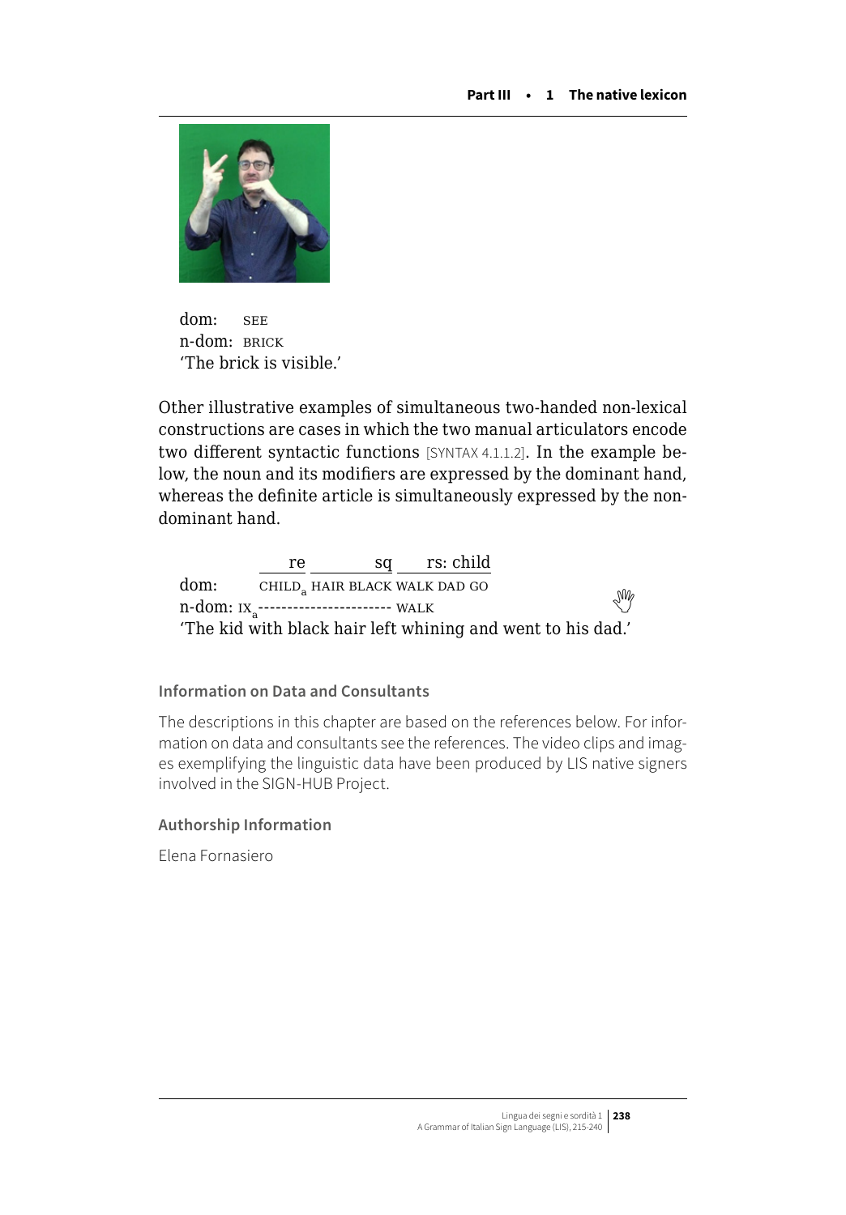dom: SEE  
n-dom: BRICK  
'The brick is visible.'

Other illustrative examples of simultaneous two-handed non-lexical constructions are cases in which the two manual articulators encode two different syntactic functions [SYNTAX 4.1.1.2]. In the example below, the noun and its modifiers are expressed by the dominant hand, whereas the definite article is simultaneously expressed by the non-dominant hand.

```
           ____re  ________sq  ____rs: child
dom:       CHILD_a HAIR BLACK WALK DAD GO
n-dom: IX_a----------------------- WALK
```
'The kid with black hair left whining and went to his dad.'

### Information on Data and Consultants

The descriptions in this chapter are based on the references below. For information on data and consultants see the references. The video clips and images exemplifying the linguistic data have been produced by LIS native signers involved in the SIGN-HUB Project.

### Authorship Information

Elena Fornasiero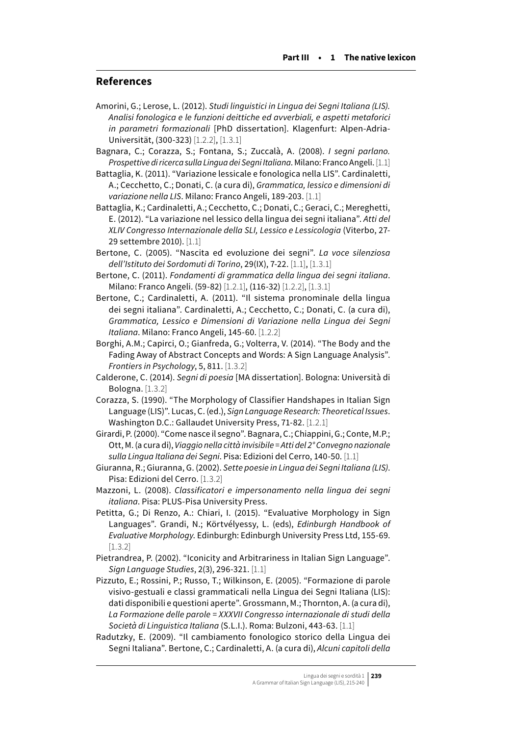## References

Amorini, G.; Lerose, L. (2012). *Studi linguistici in Lingua dei Segni Italiana (LIS). Analisi fonologica e le funzioni deittiche ed avverbiali, e aspetti metaforici in parametri formazionali* [PhD dissertation]. Klagenfurt: Alpen-Adria-Universität, (300-323) [1.2.2], [1.3.1]

Bagnara, C.; Corazza, S.; Fontana, S.; Zuccalà, A. (2008). *I segni parlano. Prospettive di ricerca sulla Lingua dei Segni Italiana*. Milano: Franco Angeli. [1.1]

Battaglia, K. (2011). "Variazione lessicale e fonologica nella LIS". Cardinaletti, A.; Cecchetto, C.; Donati, C. (a cura di), *Grammatica, lessico e dimensioni di variazione nella LIS*. Milano: Franco Angeli, 189-203. [1.1]

Battaglia, K.; Cardinaletti, A.; Cecchetto, C.; Donati, C.; Geraci, C.; Mereghetti, E. (2012). "La variazione nel lessico della lingua dei segni italiana". *Atti del XLIV Congresso Internazionale della SLI, Lessico e Lessicologia* (Viterbo, 27-29 settembre 2010). [1.1]

Bertone, C. (2005). "Nascita ed evoluzione dei segni". *La voce silenziosa dell'Istituto dei Sordomuti di Torino*, 29(IX), 7-22. [1.1], [1.3.1]

Bertone, C. (2011). *Fondamenti di grammatica della lingua dei segni italiana*. Milano: Franco Angeli. (59-82) [1.2.1], (116-32) [1.2.2], [1.3.1]

Bertone, C.; Cardinaletti, A. (2011). "Il sistema pronominale della lingua dei segni italiana". Cardinaletti, A.; Cecchetto, C.; Donati, C. (a cura di), *Grammatica, Lessico e Dimensioni di Variazione nella Lingua dei Segni Italiana*. Milano: Franco Angeli, 145-60. [1.2.2]

Borghi, A.M.; Capirci, O.; Gianfreda, G.; Volterra, V. (2014). "The Body and the Fading Away of Abstract Concepts and Words: A Sign Language Analysis". *Frontiers in Psychology*, 5, 811. [1.3.2]

Calderone, C. (2014). *Segni di poesia* [MA dissertation]. Bologna: Università di Bologna. [1.3.2]

Corazza, S. (1990). "The Morphology of Classifier Handshapes in Italian Sign Language (LIS)". Lucas, C. (ed.), *Sign Language Research: Theoretical Issues*. Washington D.C.: Gallaudet University Press, 71-82. [1.2.1]

Girardi, P. (2000). "Come nasce il segno". Bagnara, C.; Chiappini, G.; Conte, M.P.; Ott, M. (a cura di), *Viaggio nella città invisibile = Atti del 2° Convegno nazionale sulla Lingua Italiana dei Segni*. Pisa: Edizioni del Cerro, 140-50. [1.1]

Giuranna, R.; Giuranna, G. (2002). *Sette poesie in Lingua dei Segni Italiana (LIS)*. Pisa: Edizioni del Cerro. [1.3.2]

Mazzoni, L. (2008). *Classificatori e impersonamento nella lingua dei segni italiana*. Pisa: PLUS-Pisa University Press.

Petitta, G.; Di Renzo, A.: Chiari, I. (2015). "Evaluative Morphology in Sign Languages". Grandi, N.; Körtvélyessy, L. (eds), *Edinburgh Handbook of Evaluative Morphology*. Edinburgh: Edinburgh University Press Ltd, 155-69. [1.3.2]

Pietrandrea, P. (2002). "Iconicity and Arbitrariness in Italian Sign Language". *Sign Language Studies*, 2(3), 296-321. [1.1]

Pizzuto, E.; Rossini, P.; Russo, T.; Wilkinson, E. (2005). "Formazione di parole visivo-gestuali e classi grammaticali nella Lingua dei Segni Italiana (LIS): dati disponibili e questioni aperte". Grossmann, M.; Thornton, A. (a cura di), *La Formazione delle parole = XXXVII Congresso internazionale di studi della Società di Linguistica Italiana* (S.L.I.). Roma: Bulzoni, 443-63. [1.1]

Radutzky, E. (2009). "Il cambiamento fonologico storico della Lingua dei Segni Italiana". Bertone, C.; Cardinaletti, A. (a cura di), *Alcuni capitoli della*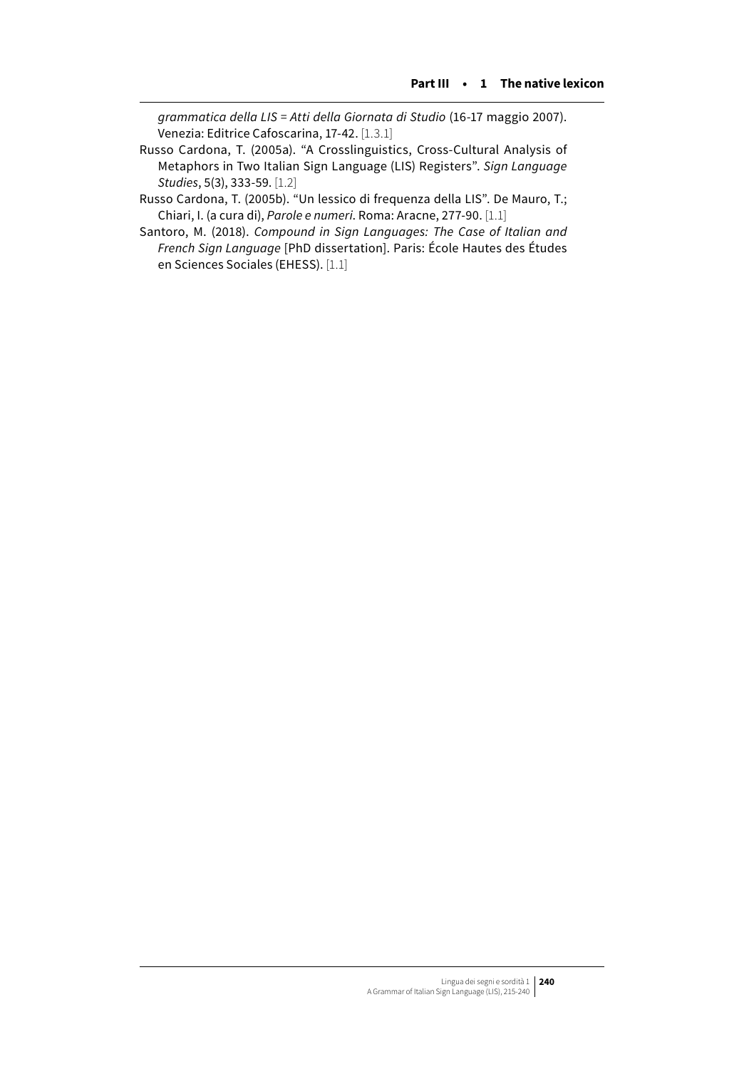*grammatica della LIS = Atti della Giornata di Studio* (16-17 maggio 2007). Venezia: Editrice Cafoscarina, 17-42. [1.3.1]

Russo Cardona, T. (2005a). "A Crosslinguistics, Cross-Cultural Analysis of Metaphors in Two Italian Sign Language (LIS) Registers". *Sign Language Studies*, 5(3), 333-59. [1.2]

Russo Cardona, T. (2005b). "Un lessico di frequenza della LIS". De Mauro, T.; Chiari, I. (a cura di), *Parole e numeri*. Roma: Aracne, 277-90. [1.1]

Santoro, M. (2018). *Compound in Sign Languages: The Case of Italian and French Sign Language* [PhD dissertation]. Paris: École Hautes des Études en Sciences Sociales (EHESS). [1.1]